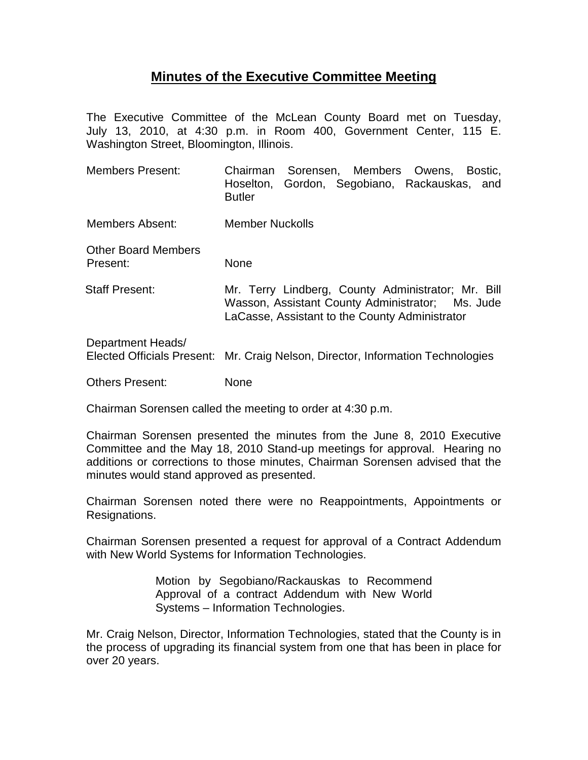# Minutes of the Executive Committee Meeting

The Executive Committee of the McLean County Board met on Tuesday, July 13, 2010, at 4:30 p.m. in Room 400, Government Center, 115 E. Washington Street, Bloomington, Illinois.

| | |
|---|---|
| Members Present: | Chairman Sorensen, Members Owens, Bostic, Hoselton, Gordon, Segobiano, Rackauskas, and Butler |
| Members Absent: | Member Nuckolls |
| Other Board Members Present: | None |
| Staff Present: | Mr. Terry Lindberg, County Administrator; Mr. Bill Wasson, Assistant County Administrator; Ms. Jude LaCasse, Assistant to the County Administrator |
| Department Heads/ Elected Officials Present: | Mr. Craig Nelson, Director, Information Technologies |
| Others Present: | None |

Chairman Sorensen called the meeting to order at 4:30 p.m.

Chairman Sorensen presented the minutes from the June 8, 2010 Executive Committee and the May 18, 2010 Stand-up meetings for approval. Hearing no additions or corrections to those minutes, Chairman Sorensen advised that the minutes would stand approved as presented.

Chairman Sorensen noted there were no Reappointments, Appointments or Resignations.

Chairman Sorensen presented a request for approval of a Contract Addendum with New World Systems for Information Technologies.

> Motion by Segobiano/Rackauskas to Recommend Approval of a contract Addendum with New World Systems – Information Technologies.

Mr. Craig Nelson, Director, Information Technologies, stated that the County is in the process of upgrading its financial system from one that has been in place for over 20 years.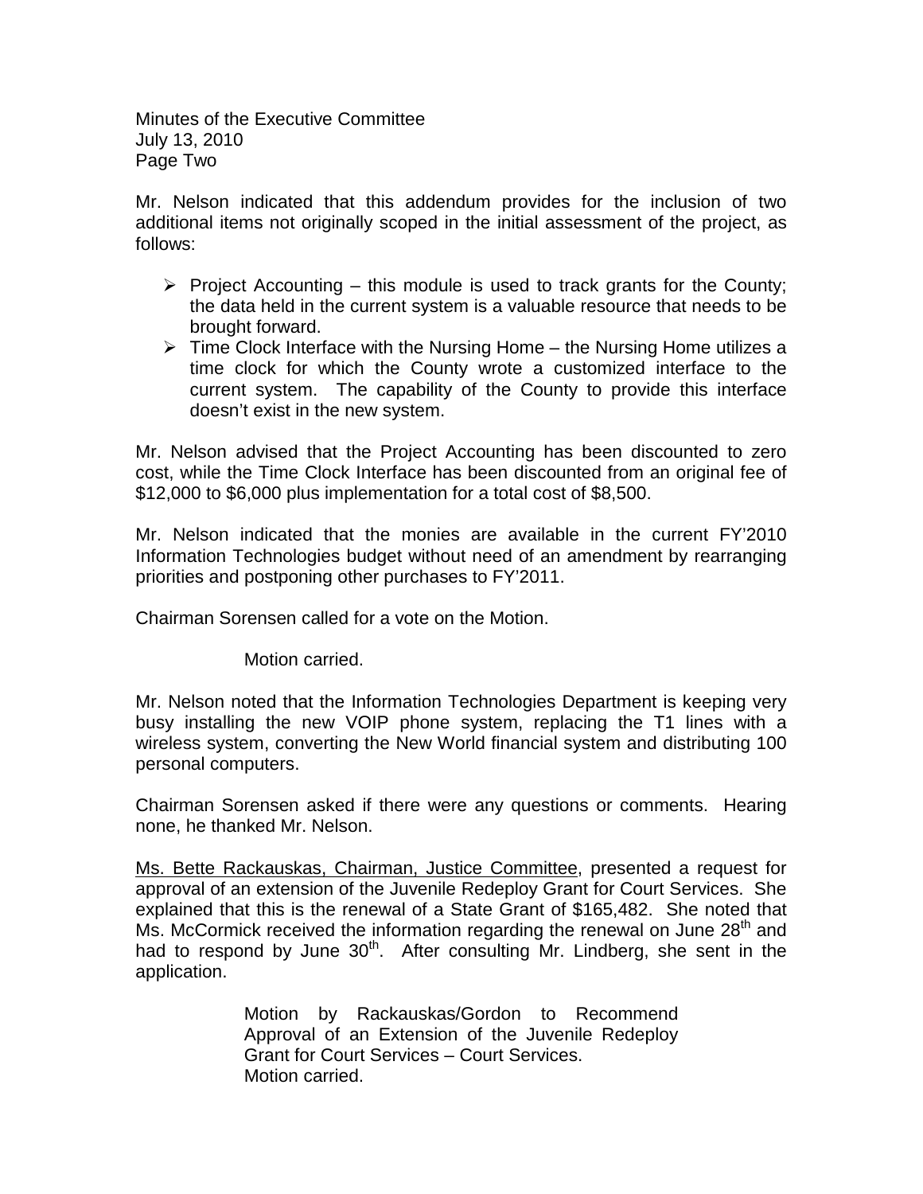Mr. Nelson indicated that this addendum provides for the inclusion of two additional items not originally scoped in the initial assessment of the project, as follows:

- Project Accounting – this module is used to track grants for the County; the data held in the current system is a valuable resource that needs to be brought forward.
- Time Clock Interface with the Nursing Home – the Nursing Home utilizes a time clock for which the County wrote a customized interface to the current system. The capability of the County to provide this interface doesn't exist in the new system.

Mr. Nelson advised that the Project Accounting has been discounted to zero cost, while the Time Clock Interface has been discounted from an original fee of $12,000 to $6,000 plus implementation for a total cost of $8,500.

Mr. Nelson indicated that the monies are available in the current FY'2010 Information Technologies budget without need of an amendment by rearranging priorities and postponing other purchases to FY'2011.

Chairman Sorensen called for a vote on the Motion.

Motion carried.

Mr. Nelson noted that the Information Technologies Department is keeping very busy installing the new VOIP phone system, replacing the T1 lines with a wireless system, converting the New World financial system and distributing 100 personal computers.

Chairman Sorensen asked if there were any questions or comments. Hearing none, he thanked Mr. Nelson.

Ms. Bette Rackauskas, Chairman, Justice Committee, presented a request for approval of an extension of the Juvenile Redeploy Grant for Court Services. She explained that this is the renewal of a State Grant of $165,482. She noted that Ms. McCormick received the information regarding the renewal on June 28th and had to respond by June 30th. After consulting Mr. Lindberg, she sent in the application.

> Motion by Rackauskas/Gordon to Recommend Approval of an Extension of the Juvenile Redeploy Grant for Court Services – Court Services.
> Motion carried.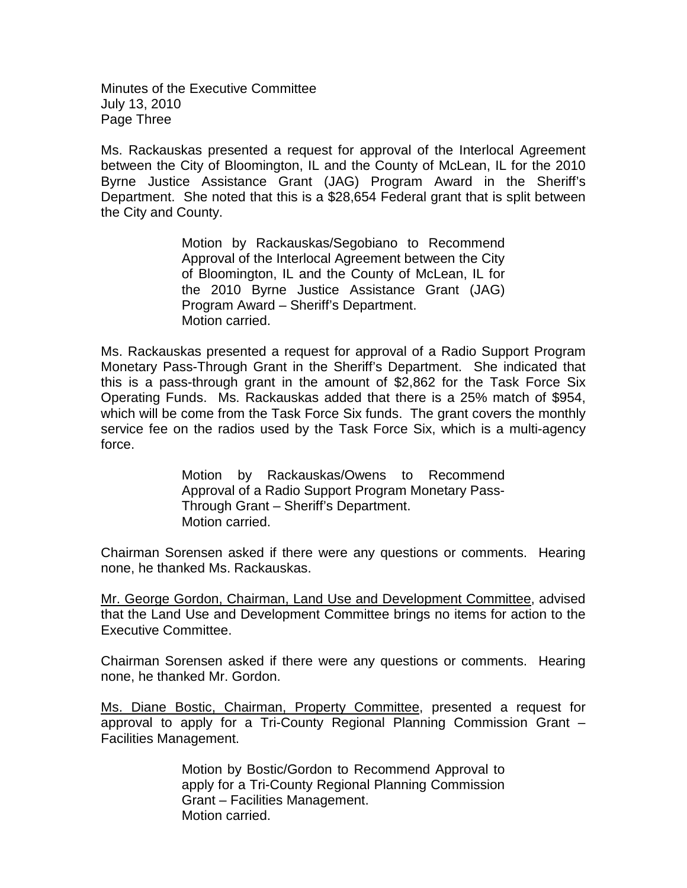Ms. Rackauskas presented a request for approval of the Interlocal Agreement between the City of Bloomington, IL and the County of McLean, IL for the 2010 Byrne Justice Assistance Grant (JAG) Program Award in the Sheriff's Department. She noted that this is a $28,654 Federal grant that is split between the City and County.

> Motion by Rackauskas/Segobiano to Recommend Approval of the Interlocal Agreement between the City of Bloomington, IL and the County of McLean, IL for the 2010 Byrne Justice Assistance Grant (JAG) Program Award – Sheriff's Department.
> Motion carried.

Ms. Rackauskas presented a request for approval of a Radio Support Program Monetary Pass-Through Grant in the Sheriff's Department. She indicated that this is a pass-through grant in the amount of $2,862 for the Task Force Six Operating Funds. Ms. Rackauskas added that there is a 25% match of $954, which will be come from the Task Force Six funds. The grant covers the monthly service fee on the radios used by the Task Force Six, which is a multi-agency force.

> Motion by Rackauskas/Owens to Recommend Approval of a Radio Support Program Monetary Pass-Through Grant – Sheriff's Department.
> Motion carried.

Chairman Sorensen asked if there were any questions or comments. Hearing none, he thanked Ms. Rackauskas.

Mr. George Gordon, Chairman, Land Use and Development Committee, advised that the Land Use and Development Committee brings no items for action to the Executive Committee.

Chairman Sorensen asked if there were any questions or comments. Hearing none, he thanked Mr. Gordon.

Ms. Diane Bostic, Chairman, Property Committee, presented a request for approval to apply for a Tri-County Regional Planning Commission Grant – Facilities Management.

> Motion by Bostic/Gordon to Recommend Approval to apply for a Tri-County Regional Planning Commission Grant – Facilities Management.
> Motion carried.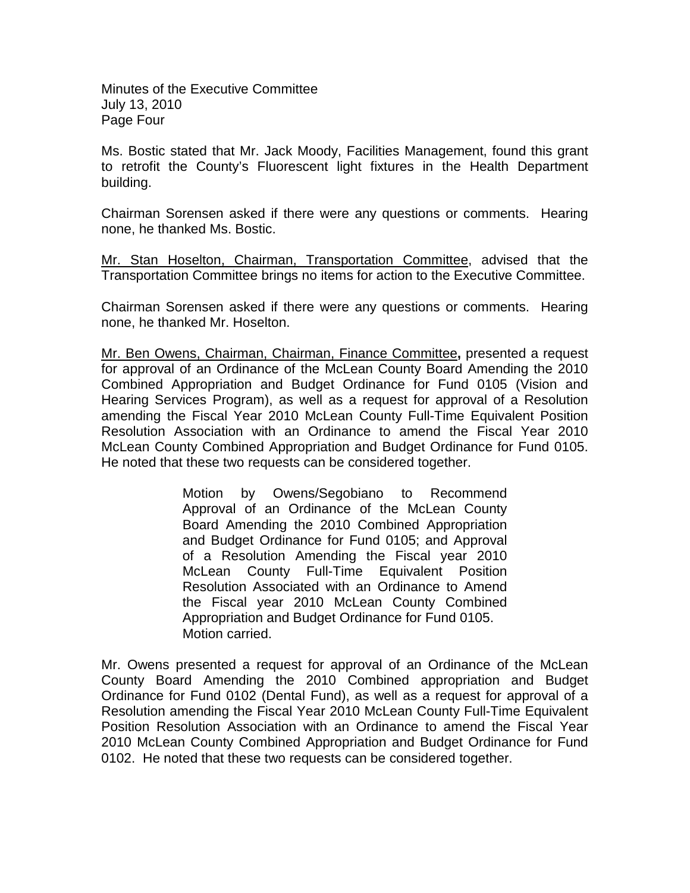Ms. Bostic stated that Mr. Jack Moody, Facilities Management, found this grant to retrofit the County's Fluorescent light fixtures in the Health Department building.

Chairman Sorensen asked if there were any questions or comments. Hearing none, he thanked Ms. Bostic.

Mr. Stan Hoselton, Chairman, Transportation Committee, advised that the Transportation Committee brings no items for action to the Executive Committee.

Chairman Sorensen asked if there were any questions or comments. Hearing none, he thanked Mr. Hoselton.

Mr. Ben Owens, Chairman, Chairman, Finance Committee**,** presented a request for approval of an Ordinance of the McLean County Board Amending the 2010 Combined Appropriation and Budget Ordinance for Fund 0105 (Vision and Hearing Services Program), as well as a request for approval of a Resolution amending the Fiscal Year 2010 McLean County Full-Time Equivalent Position Resolution Association with an Ordinance to amend the Fiscal Year 2010 McLean County Combined Appropriation and Budget Ordinance for Fund 0105. He noted that these two requests can be considered together.

> Motion by Owens/Segobiano to Recommend Approval of an Ordinance of the McLean County Board Amending the 2010 Combined Appropriation and Budget Ordinance for Fund 0105; and Approval of a Resolution Amending the Fiscal year 2010 McLean County Full-Time Equivalent Position Resolution Associated with an Ordinance to Amend the Fiscal year 2010 McLean County Combined Appropriation and Budget Ordinance for Fund 0105.
> Motion carried.

Mr. Owens presented a request for approval of an Ordinance of the McLean County Board Amending the 2010 Combined appropriation and Budget Ordinance for Fund 0102 (Dental Fund), as well as a request for approval of a Resolution amending the Fiscal Year 2010 McLean County Full-Time Equivalent Position Resolution Association with an Ordinance to amend the Fiscal Year 2010 McLean County Combined Appropriation and Budget Ordinance for Fund 0102. He noted that these two requests can be considered together.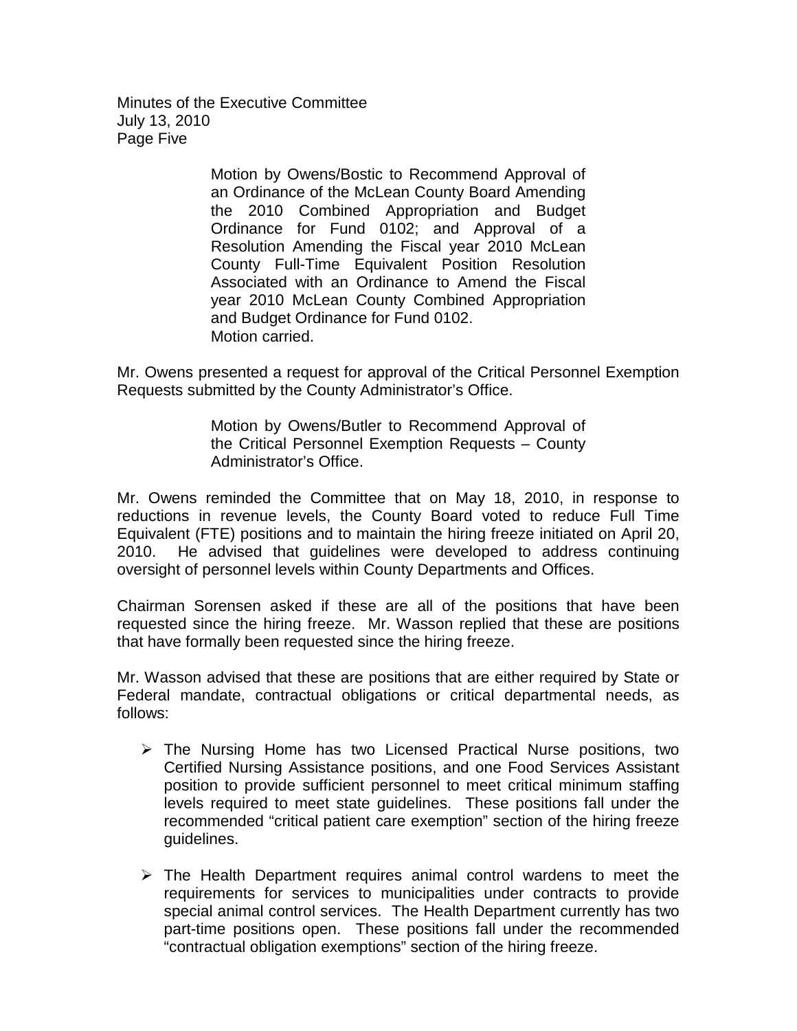> Motion by Owens/Bostic to Recommend Approval of an Ordinance of the McLean County Board Amending the 2010 Combined Appropriation and Budget Ordinance for Fund 0102; and Approval of a Resolution Amending the Fiscal year 2010 McLean County Full-Time Equivalent Position Resolution Associated with an Ordinance to Amend the Fiscal year 2010 McLean County Combined Appropriation and Budget Ordinance for Fund 0102.
> Motion carried.

Mr. Owens presented a request for approval of the Critical Personnel Exemption Requests submitted by the County Administrator's Office.

> Motion by Owens/Butler to Recommend Approval of the Critical Personnel Exemption Requests – County Administrator's Office.

Mr. Owens reminded the Committee that on May 18, 2010, in response to reductions in revenue levels, the County Board voted to reduce Full Time Equivalent (FTE) positions and to maintain the hiring freeze initiated on April 20, 2010. He advised that guidelines were developed to address continuing oversight of personnel levels within County Departments and Offices.

Chairman Sorensen asked if these are all of the positions that have been requested since the hiring freeze. Mr. Wasson replied that these are positions that have formally been requested since the hiring freeze.

Mr. Wasson advised that these are positions that are either required by State or Federal mandate, contractual obligations or critical departmental needs, as follows:

- The Nursing Home has two Licensed Practical Nurse positions, two Certified Nursing Assistance positions, and one Food Services Assistant position to provide sufficient personnel to meet critical minimum staffing levels required to meet state guidelines. These positions fall under the recommended "critical patient care exemption" section of the hiring freeze guidelines.

- The Health Department requires animal control wardens to meet the requirements for services to municipalities under contracts to provide special animal control services. The Health Department currently has two part-time positions open. These positions fall under the recommended "contractual obligation exemptions" section of the hiring freeze.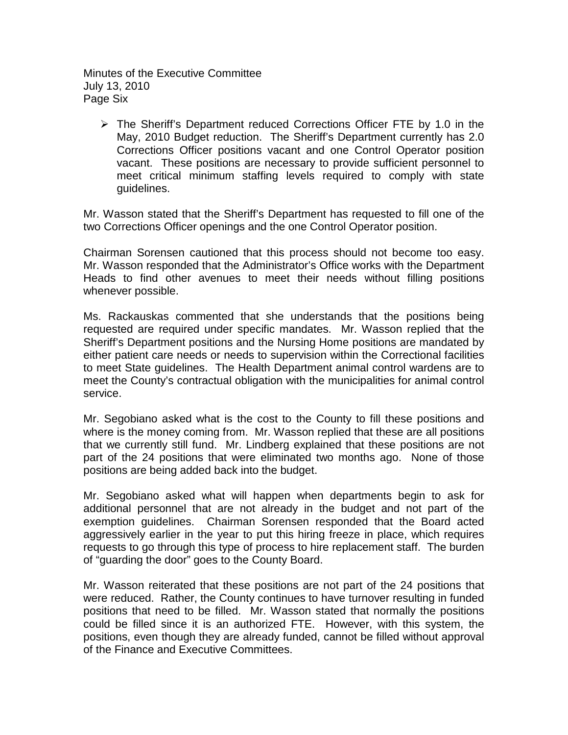- The Sheriff's Department reduced Corrections Officer FTE by 1.0 in the May, 2010 Budget reduction. The Sheriff's Department currently has 2.0 Corrections Officer positions vacant and one Control Operator position vacant. These positions are necessary to provide sufficient personnel to meet critical minimum staffing levels required to comply with state guidelines.

Mr. Wasson stated that the Sheriff's Department has requested to fill one of the two Corrections Officer openings and the one Control Operator position.

Chairman Sorensen cautioned that this process should not become too easy. Mr. Wasson responded that the Administrator's Office works with the Department Heads to find other avenues to meet their needs without filling positions whenever possible.

Ms. Rackauskas commented that she understands that the positions being requested are required under specific mandates. Mr. Wasson replied that the Sheriff's Department positions and the Nursing Home positions are mandated by either patient care needs or needs to supervision within the Correctional facilities to meet State guidelines. The Health Department animal control wardens are to meet the County's contractual obligation with the municipalities for animal control service.

Mr. Segobiano asked what is the cost to the County to fill these positions and where is the money coming from. Mr. Wasson replied that these are all positions that we currently still fund. Mr. Lindberg explained that these positions are not part of the 24 positions that were eliminated two months ago. None of those positions are being added back into the budget.

Mr. Segobiano asked what will happen when departments begin to ask for additional personnel that are not already in the budget and not part of the exemption guidelines. Chairman Sorensen responded that the Board acted aggressively earlier in the year to put this hiring freeze in place, which requires requests to go through this type of process to hire replacement staff. The burden of "guarding the door" goes to the County Board.

Mr. Wasson reiterated that these positions are not part of the 24 positions that were reduced. Rather, the County continues to have turnover resulting in funded positions that need to be filled. Mr. Wasson stated that normally the positions could be filled since it is an authorized FTE. However, with this system, the positions, even though they are already funded, cannot be filled without approval of the Finance and Executive Committees.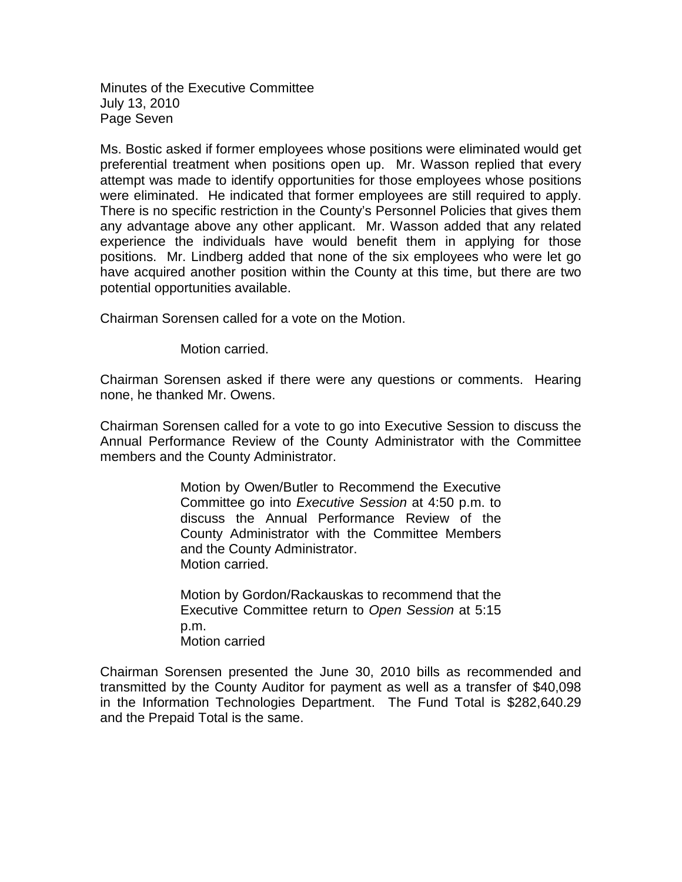Ms. Bostic asked if former employees whose positions were eliminated would get preferential treatment when positions open up. Mr. Wasson replied that every attempt was made to identify opportunities for those employees whose positions were eliminated. He indicated that former employees are still required to apply. There is no specific restriction in the County's Personnel Policies that gives them any advantage above any other applicant. Mr. Wasson added that any related experience the individuals have would benefit them in applying for those positions. Mr. Lindberg added that none of the six employees who were let go have acquired another position within the County at this time, but there are two potential opportunities available.

Chairman Sorensen called for a vote on the Motion.

> Motion carried.

Chairman Sorensen asked if there were any questions or comments. Hearing none, he thanked Mr. Owens.

Chairman Sorensen called for a vote to go into Executive Session to discuss the Annual Performance Review of the County Administrator with the Committee members and the County Administrator.

> Motion by Owen/Butler to Recommend the Executive Committee go into *Executive Session* at 4:50 p.m. to discuss the Annual Performance Review of the County Administrator with the Committee Members and the County Administrator.
> Motion carried.
>
> Motion by Gordon/Rackauskas to recommend that the Executive Committee return to *Open Session* at 5:15 p.m.
> Motion carried

Chairman Sorensen presented the June 30, 2010 bills as recommended and transmitted by the County Auditor for payment as well as a transfer of $40,098 in the Information Technologies Department. The Fund Total is $282,640.29 and the Prepaid Total is the same.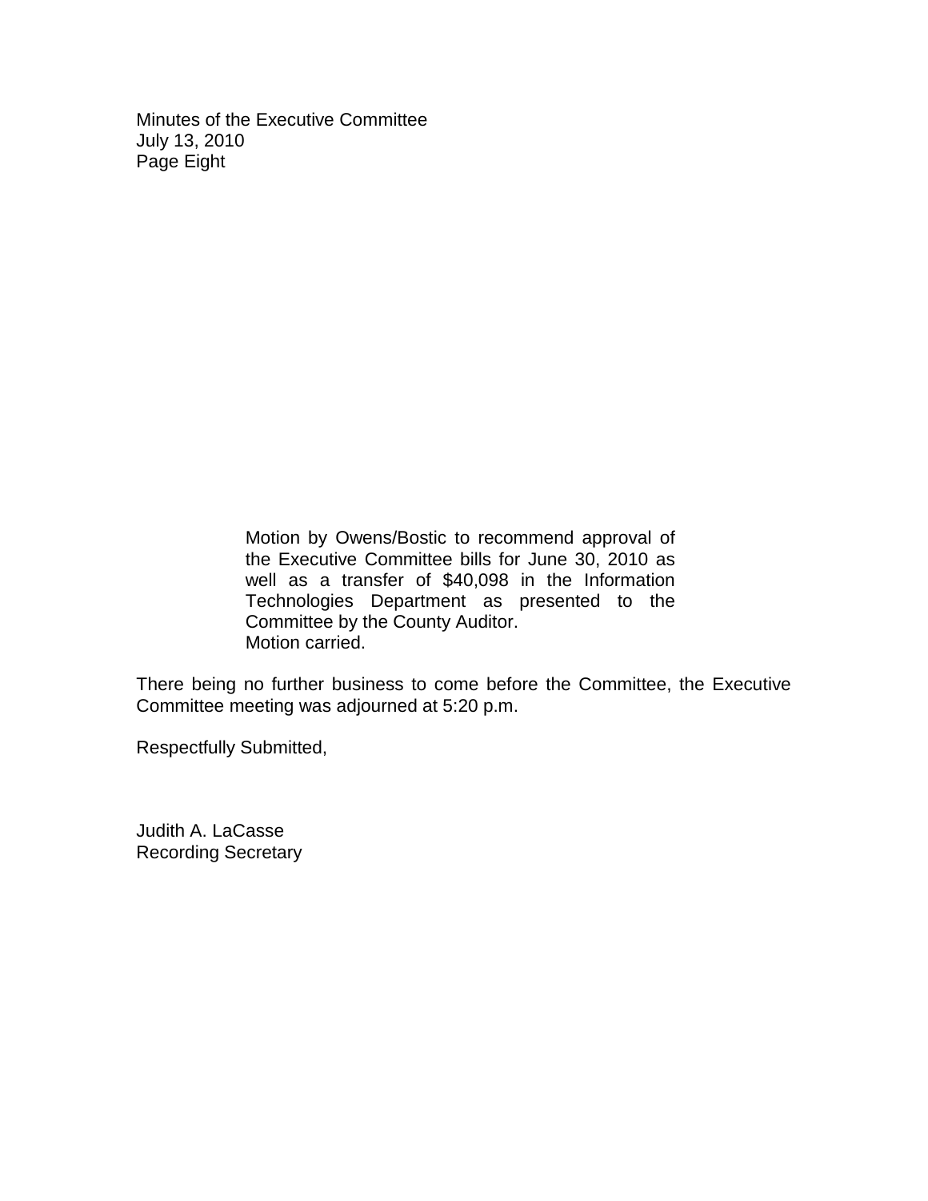> Motion by Owens/Bostic to recommend approval of the Executive Committee bills for June 30, 2010 as well as a transfer of $40,098 in the Information Technologies Department as presented to the Committee by the County Auditor.
> Motion carried.

There being no further business to come before the Committee, the Executive Committee meeting was adjourned at 5:20 p.m.

Respectfully Submitted,

Judith A. LaCasse
Recording Secretary